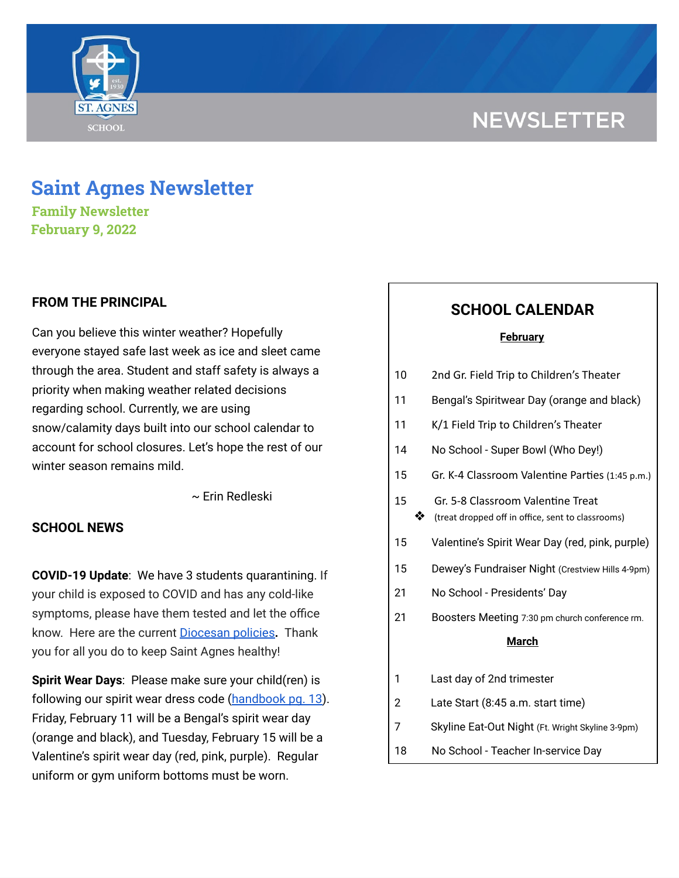NEWSLETTER

# Saint Agnes Newsletter

**Family Newsletter**

**February 9, 2022**

## FROM THE PRINCIPAL

Can you believe this winter weather? Hopefully everyone stayed safe last week as ice and sleet came through the area. Student and staff safety is always a priority when making weather related decisions regarding school. Currently, we are using snow/calamity days built into our school calendar to account for school closures. Let's hope the rest of our winter season remains mild.

~ Erin Redleski

## SCHOOL NEWS

**COVID-19 Update**: We have 3 students quarantining. If your child is exposed to COVID and has any cold-like symptoms, please have them tested and let the office know. Here are the current [Diocesan policies](). Thank you for all you do to keep Saint Agnes healthy!

**Spirit Wear Days**: Please make sure your child(ren) is following our spirit wear dress code ([handbook pg. 13]()). Friday, February 11 will be a Bengal's spirit wear day (orange and black), and Tuesday, February 15 will be a Valentine's spirit wear day (red, pink, purple). Regular uniform or gym uniform bottoms must be worn.

## SCHOOL CALENDAR

**February**

| | |
|---|---|
| 10 | 2nd Gr. Field Trip to Children's Theater |
| 11 | Bengal's Spiritwear Day (orange and black) |
| 11 | K/1 Field Trip to Children's Theater |
| 14 | No School - Super Bowl (Who Dey!) |
| 15 | Gr. K-4 Classroom Valentine Parties (1:45 p.m.) |
| 15 | Gr. 5-8 Classroom Valentine Treat ❖ (treat dropped off in office, sent to classrooms) |
| 15 | Valentine's Spirit Wear Day (red, pink, purple) |
| 15 | Dewey's Fundraiser Night (Crestview Hills 4-9pm) |
| 21 | No School - Presidents' Day |
| 21 | Boosters Meeting 7:30 pm church conference rm. |

**March**

| | |
|---|---|
| 1 | Last day of 2nd trimester |
| 2 | Late Start (8:45 a.m. start time) |
| 7 | Skyline Eat-Out Night (Ft. Wright Skyline 3-9pm) |
| 18 | No School - Teacher In-service Day |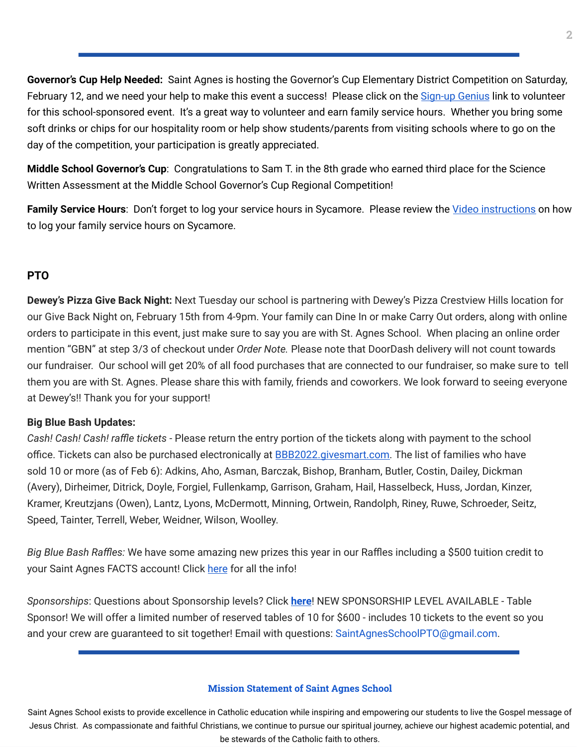**Governor's Cup Help Needed:** Saint Agnes is hosting the Governor's Cup Elementary District Competition on Saturday, February 12, and we need your help to make this event a success! Please click on the [Sign-up Genius]() link to volunteer for this school-sponsored event. It's a great way to volunteer and earn family service hours. Whether you bring some soft drinks or chips for our hospitality room or help show students/parents from visiting schools where to go on the day of the competition, your participation is greatly appreciated.

**Middle School Governor's Cup**: Congratulations to Sam T. in the 8th grade who earned third place for the Science Written Assessment at the Middle School Governor's Cup Regional Competition!

**Family Service Hours**: Don't forget to log your service hours in Sycamore. Please review the [Video instructions]() on how to log your family service hours on Sycamore.

## PTO

**Dewey's Pizza Give Back Night:** Next Tuesday our school is partnering with Dewey's Pizza Crestview Hills location for our Give Back Night on, February 15th from 4-9pm. Your family can Dine In or make Carry Out orders, along with online orders to participate in this event, just make sure to say you are with St. Agnes School. When placing an online order mention "GBN" at step 3/3 of checkout under *Order Note.* Please note that DoorDash delivery will not count towards our fundraiser. Our school will get 20% of all food purchases that are connected to our fundraiser, so make sure to tell them you are with St. Agnes. Please share this with family, friends and coworkers. We look forward to seeing everyone at Dewey's!! Thank you for your support!

**Big Blue Bash Updates:**

*Cash! Cash! Cash! raffle tickets* - Please return the entry portion of the tickets along with payment to the school office. Tickets can also be purchased electronically at [BBB2022.givesmart.com](). The list of families who have sold 10 or more (as of Feb 6): Adkins, Aho, Asman, Barczak, Bishop, Branham, Butler, Costin, Dailey, Dickman (Avery), Dirheimer, Ditrick, Doyle, Forgiel, Fullenkamp, Garrison, Graham, Hail, Hasselbeck, Huss, Jordan, Kinzer, Kramer, Kreutzjans (Owen), Lantz, Lyons, McDermott, Minning, Ortwein, Randolph, Riney, Ruwe, Schroeder, Seitz, Speed, Tainter, Terrell, Weber, Weidner, Wilson, Woolley.

*Big Blue Bash Raffles:* We have some amazing new prizes this year in our Raffles including a $500 tuition credit to your Saint Agnes FACTS account! Click [here]() for all the info!

*Sponsorships*: Questions about Sponsorship levels? Click **[here]()**! NEW SPONSORSHIP LEVEL AVAILABLE - Table Sponsor! We will offer a limited number of reserved tables of 10 for $600 - includes 10 tickets to the event so you and your crew are guaranteed to sit together! Email with questions: SaintAgnesSchoolPTO@gmail.com.

**Mission Statement of Saint Agnes School**

Saint Agnes School exists to provide excellence in Catholic education while inspiring and empowering our students to live the Gospel message of Jesus Christ. As compassionate and faithful Christians, we continue to pursue our spiritual journey, achieve our highest academic potential, and be stewards of the Catholic faith to others.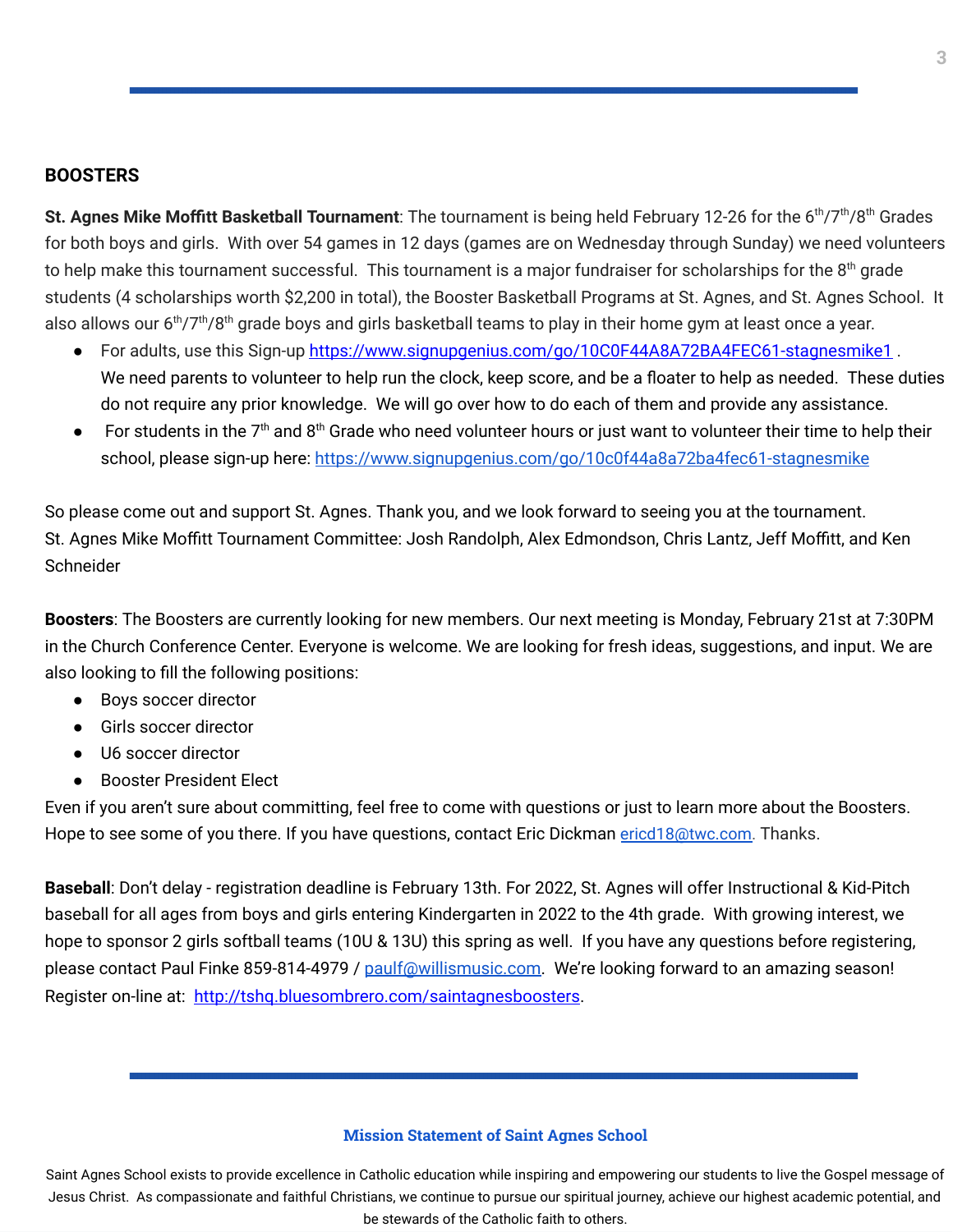## BOOSTERS

**St. Agnes Mike Moffitt Basketball Tournament**: The tournament is being held February 12-26 for the 6th/7th/8th Grades for both boys and girls. With over 54 games in 12 days (games are on Wednesday through Sunday) we need volunteers to help make this tournament successful. This tournament is a major fundraiser for scholarships for the 8th grade students (4 scholarships worth $2,200 in total), the Booster Basketball Programs at St. Agnes, and St. Agnes School. It also allows our 6th/7th/8th grade boys and girls basketball teams to play in their home gym at least once a year.

- For adults, use this Sign-up https://www.signupgenius.com/go/10C0F44A8A72BA4FEC61-stagnesmike1 . We need parents to volunteer to help run the clock, keep score, and be a floater to help as needed. These duties do not require any prior knowledge. We will go over how to do each of them and provide any assistance.
- For students in the 7th and 8th Grade who need volunteer hours or just want to volunteer their time to help their school, please sign-up here: https://www.signupgenius.com/go/10c0f44a8a72ba4fec61-stagnesmike

So please come out and support St. Agnes. Thank you, and we look forward to seeing you at the tournament.
St. Agnes Mike Moffitt Tournament Committee: Josh Randolph, Alex Edmondson, Chris Lantz, Jeff Moffitt, and Ken Schneider

**Boosters**: The Boosters are currently looking for new members. Our next meeting is Monday, February 21st at 7:30PM in the Church Conference Center. Everyone is welcome. We are looking for fresh ideas, suggestions, and input. We are also looking to fill the following positions:

- Boys soccer director
- Girls soccer director
- U6 soccer director
- Booster President Elect

Even if you aren't sure about committing, feel free to come with questions or just to learn more about the Boosters. Hope to see some of you there. If you have questions, contact Eric Dickman ericd18@twc.com. Thanks.

**Baseball**: Don't delay - registration deadline is February 13th. For 2022, St. Agnes will offer Instructional & Kid-Pitch baseball for all ages from boys and girls entering Kindergarten in 2022 to the 4th grade. With growing interest, we hope to sponsor 2 girls softball teams (10U & 13U) this spring as well. If you have any questions before registering, please contact Paul Finke 859-814-4979 / paulf@willismusic.com. We're looking forward to an amazing season! Register on-line at: http://tshq.bluesombrero.com/saintagnesboosters.

**Mission Statement of Saint Agnes School**

Saint Agnes School exists to provide excellence in Catholic education while inspiring and empowering our students to live the Gospel message of Jesus Christ. As compassionate and faithful Christians, we continue to pursue our spiritual journey, achieve our highest academic potential, and be stewards of the Catholic faith to others.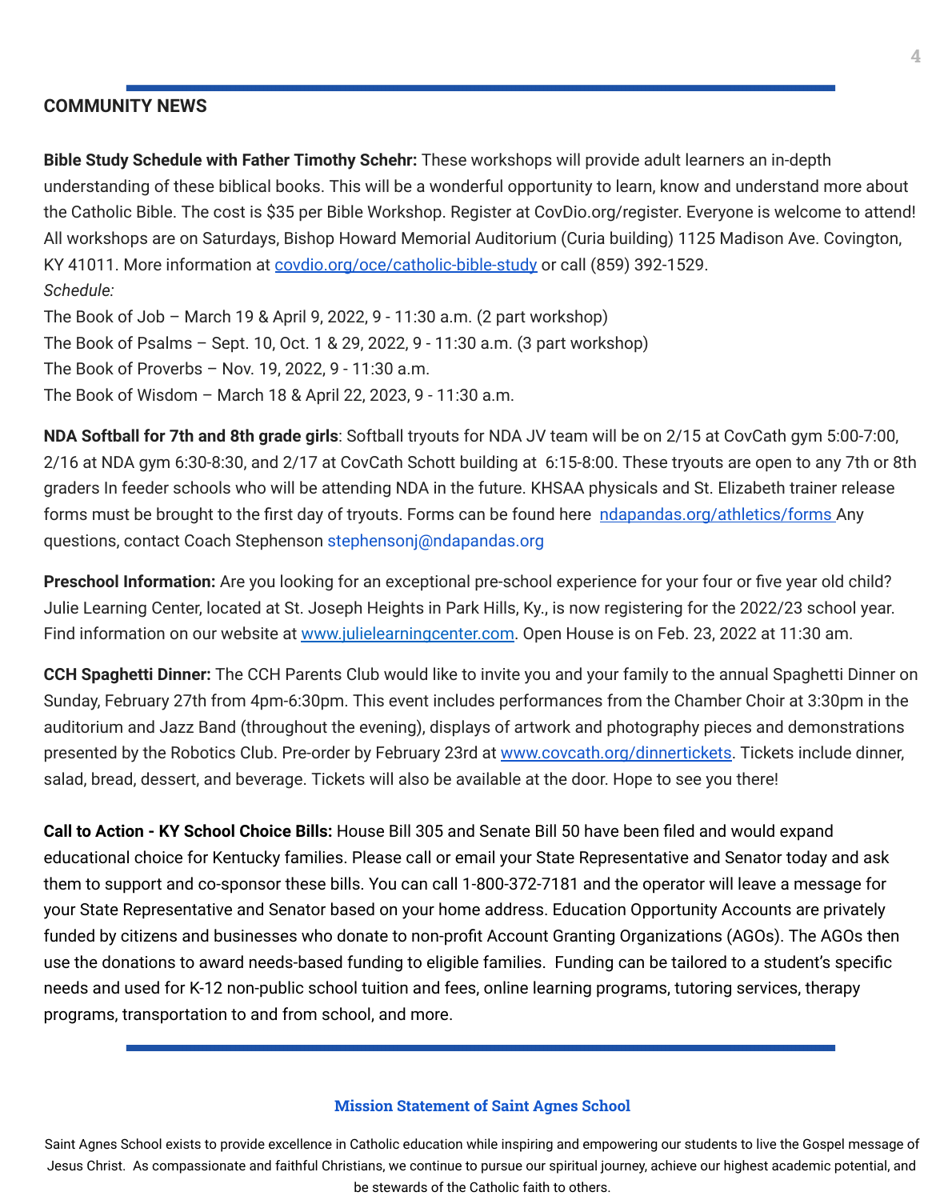## COMMUNITY NEWS

**Bible Study Schedule with Father Timothy Schehr:** These workshops will provide adult learners an in-depth understanding of these biblical books. This will be a wonderful opportunity to learn, know and understand more about the Catholic Bible. The cost is $35 per Bible Workshop. Register at CovDio.org/register. Everyone is welcome to attend! All workshops are on Saturdays, Bishop Howard Memorial Auditorium (Curia building) 1125 Madison Ave. Covington, KY 41011. More information at [covdio.org/oce/catholic-bible-study](covdio.org/oce/catholic-bible-study) or call (859) 392-1529.

*Schedule:*

The Book of Job – March 19 & April 9, 2022, 9 - 11:30 a.m. (2 part workshop)
The Book of Psalms – Sept. 10, Oct. 1 & 29, 2022, 9 - 11:30 a.m. (3 part workshop)
The Book of Proverbs – Nov. 19, 2022, 9 - 11:30 a.m.
The Book of Wisdom – March 18 & April 22, 2023, 9 - 11:30 a.m.

**NDA Softball for 7th and 8th grade girls**: Softball tryouts for NDA JV team will be on 2/15 at CovCath gym 5:00-7:00, 2/16 at NDA gym 6:30-8:30, and 2/17 at CovCath Schott building at 6:15-8:00. These tryouts are open to any 7th or 8th graders In feeder schools who will be attending NDA in the future. KHSAA physicals and St. Elizabeth trainer release forms must be brought to the first day of tryouts. Forms can be found here [ndapandas.org/athletics/forms](ndapandas.org/athletics/forms) Any questions, contact Coach Stephenson stephensonj@ndapandas.org

**Preschool Information:** Are you looking for an exceptional pre-school experience for your four or five year old child? Julie Learning Center, located at St. Joseph Heights in Park Hills, Ky., is now registering for the 2022/23 school year. Find information on our website at [www.julielearningcenter.com](www.julielearningcenter.com). Open House is on Feb. 23, 2022 at 11:30 am.

**CCH Spaghetti Dinner:** The CCH Parents Club would like to invite you and your family to the annual Spaghetti Dinner on Sunday, February 27th from 4pm-6:30pm. This event includes performances from the Chamber Choir at 3:30pm in the auditorium and Jazz Band (throughout the evening), displays of artwork and photography pieces and demonstrations presented by the Robotics Club. Pre-order by February 23rd at [www.covcath.org/dinnertickets](www.covcath.org/dinnertickets). Tickets include dinner, salad, bread, dessert, and beverage. Tickets will also be available at the door. Hope to see you there!

**Call to Action - KY School Choice Bills:** House Bill 305 and Senate Bill 50 have been filed and would expand educational choice for Kentucky families. Please call or email your State Representative and Senator today and ask them to support and co-sponsor these bills. You can call 1-800-372-7181 and the operator will leave a message for your State Representative and Senator based on your home address. Education Opportunity Accounts are privately funded by citizens and businesses who donate to non-profit Account Granting Organizations (AGOs). The AGOs then use the donations to award needs-based funding to eligible families. Funding can be tailored to a student's specific needs and used for K-12 non-public school tuition and fees, online learning programs, tutoring services, therapy programs, transportation to and from school, and more.

**Mission Statement of Saint Agnes School**

Saint Agnes School exists to provide excellence in Catholic education while inspiring and empowering our students to live the Gospel message of Jesus Christ. As compassionate and faithful Christians, we continue to pursue our spiritual journey, achieve our highest academic potential, and be stewards of the Catholic faith to others.